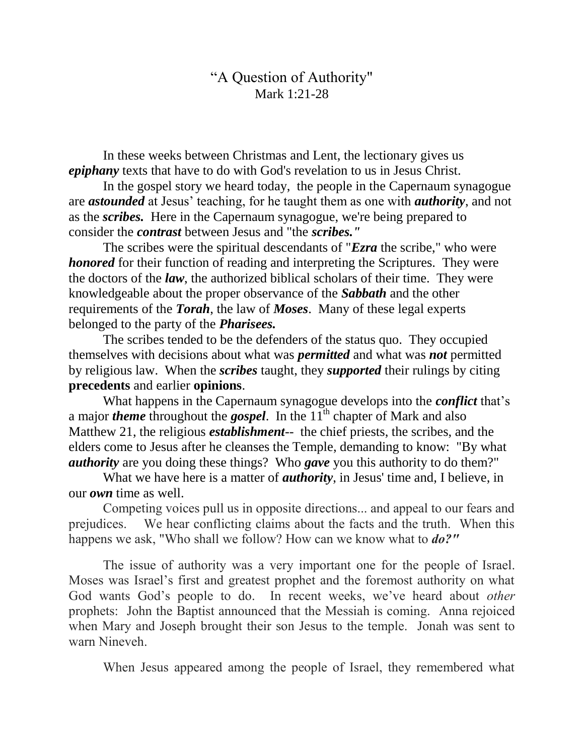# “A Question of Authority"

Mark 1:21-28

In these weeks between Christmas and Lent, the lectionary gives us ***epiphany*** texts that have to do with God's revelation to us in Jesus Christ.

In the gospel story we heard today, the people in the Capernaum synagogue are ***astounded*** at Jesus’ teaching, for he taught them as one with ***authority***, and not as the ***scribes.*** Here in the Capernaum synagogue, we're being prepared to consider the ***contrast*** between Jesus and "the ***scribes."***

The scribes were the spiritual descendants of "***Ezra*** the scribe," who were ***honored*** for their function of reading and interpreting the Scriptures. They were the doctors of the ***law***, the authorized biblical scholars of their time. They were knowledgeable about the proper observance of the ***Sabbath*** and the other requirements of the ***Torah***, the law of ***Moses***. Many of these legal experts belonged to the party of the ***Pharisees.***

The scribes tended to be the defenders of the status quo. They occupied themselves with decisions about what was ***permitted*** and what was ***not*** permitted by religious law. When the ***scribes*** taught, they ***supported*** their rulings by citing **precedents** and earlier **opinions**.

What happens in the Capernaum synagogue develops into the ***conflict*** that’s a major ***theme*** throughout the ***gospel***. In the 11th chapter of Mark and also Matthew 21, the religious ***establishment***-- the chief priests, the scribes, and the elders come to Jesus after he cleanses the Temple, demanding to know: "By what ***authority*** are you doing these things? Who ***gave*** you this authority to do them?"

What we have here is a matter of ***authority***, in Jesus' time and, I believe, in our ***own*** time as well.

Competing voices pull us in opposite directions... and appeal to our fears and prejudices. We hear conflicting claims about the facts and the truth. When this happens we ask, "Who shall we follow? How can we know what to ***do?"***

The issue of authority was a very important one for the people of Israel. Moses was Israel’s first and greatest prophet and the foremost authority on what God wants God’s people to do. In recent weeks, we’ve heard about *other* prophets: John the Baptist announced that the Messiah is coming. Anna rejoiced when Mary and Joseph brought their son Jesus to the temple. Jonah was sent to warn Nineveh.

When Jesus appeared among the people of Israel, they remembered what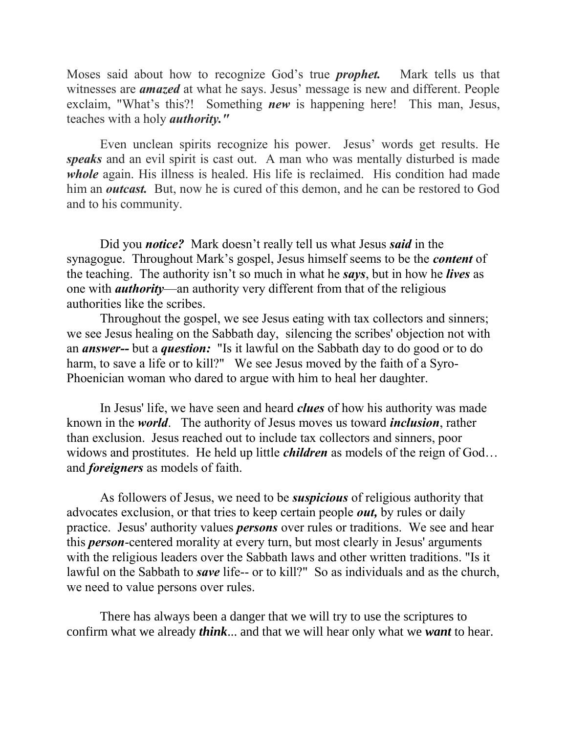Moses said about how to recognize God's true ***prophet.*** Mark tells us that witnesses are ***amazed*** at what he says. Jesus' message is new and different. People exclaim, "What's this?! Something ***new*** is happening here! This man, Jesus, teaches with a holy ***authority."***

Even unclean spirits recognize his power. Jesus' words get results. He ***speaks*** and an evil spirit is cast out. A man who was mentally disturbed is made ***whole*** again. His illness is healed. His life is reclaimed. His condition had made him an ***outcast.*** But, now he is cured of this demon, and he can be restored to God and to his community.

Did you ***notice?*** Mark doesn't really tell us what Jesus ***said*** in the synagogue. Throughout Mark's gospel, Jesus himself seems to be the ***content*** of the teaching. The authority isn't so much in what he ***says***, but in how he ***lives*** as one with ***authority***—an authority very different from that of the religious authorities like the scribes.

Throughout the gospel, we see Jesus eating with tax collectors and sinners; we see Jesus healing on the Sabbath day, silencing the scribes' objection not with an ***answer--*** but a ***question:*** "Is it lawful on the Sabbath day to do good or to do harm, to save a life or to kill?" We see Jesus moved by the faith of a Syro-Phoenician woman who dared to argue with him to heal her daughter.

In Jesus' life, we have seen and heard ***clues*** of how his authority was made known in the ***world***. The authority of Jesus moves us toward ***inclusion***, rather than exclusion. Jesus reached out to include tax collectors and sinners, poor widows and prostitutes. He held up little ***children*** as models of the reign of God… and ***foreigners*** as models of faith.

As followers of Jesus, we need to be ***suspicious*** of religious authority that advocates exclusion, or that tries to keep certain people ***out,*** by rules or daily practice. Jesus' authority values ***persons*** over rules or traditions. We see and hear this ***person***-centered morality at every turn, but most clearly in Jesus' arguments with the religious leaders over the Sabbath laws and other written traditions. "Is it lawful on the Sabbath to ***save*** life-- or to kill?" So as individuals and as the church, we need to value persons over rules.

There has always been a danger that we will try to use the scriptures to confirm what we already ***think***... and that we will hear only what we ***want*** to hear.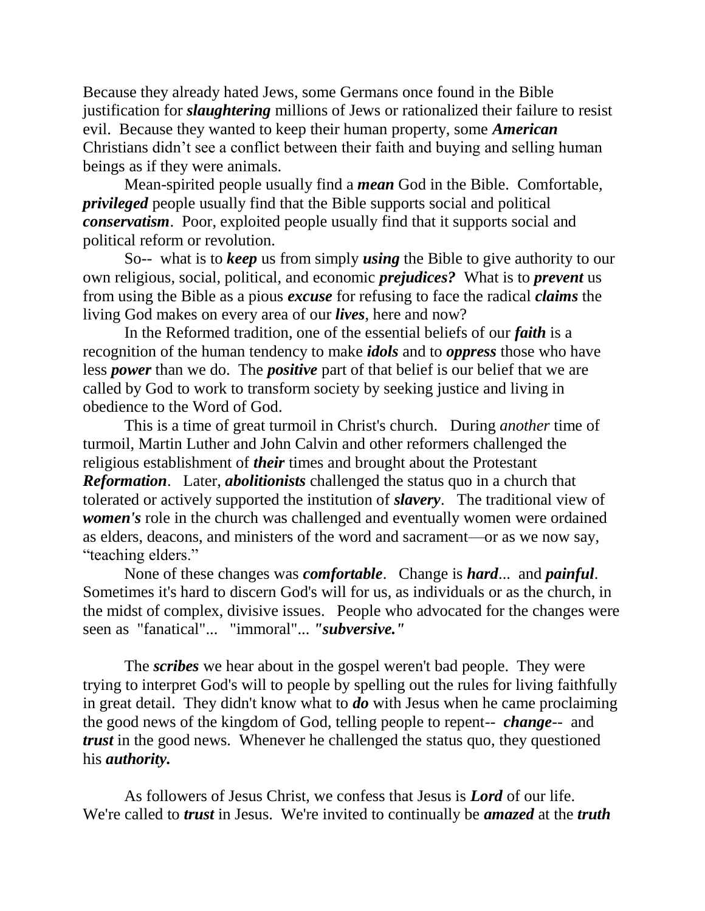Because they already hated Jews, some Germans once found in the Bible justification for ***slaughtering*** millions of Jews or rationalized their failure to resist evil. Because they wanted to keep their human property, some ***American*** Christians didn't see a conflict between their faith and buying and selling human beings as if they were animals.

Mean-spirited people usually find a ***mean*** God in the Bible. Comfortable, ***privileged*** people usually find that the Bible supports social and political ***conservatism***. Poor, exploited people usually find that it supports social and political reform or revolution.

So-- what is to ***keep*** us from simply ***using*** the Bible to give authority to our own religious, social, political, and economic ***prejudices?*** What is to ***prevent*** us from using the Bible as a pious ***excuse*** for refusing to face the radical ***claims*** the living God makes on every area of our ***lives***, here and now?

In the Reformed tradition, one of the essential beliefs of our ***faith*** is a recognition of the human tendency to make ***idols*** and to ***oppress*** those who have less ***power*** than we do. The ***positive*** part of that belief is our belief that we are called by God to work to transform society by seeking justice and living in obedience to the Word of God.

This is a time of great turmoil in Christ's church. During *another* time of turmoil, Martin Luther and John Calvin and other reformers challenged the religious establishment of ***their*** times and brought about the Protestant ***Reformation***. Later, ***abolitionists*** challenged the status quo in a church that tolerated or actively supported the institution of ***slavery***. The traditional view of ***women's*** role in the church was challenged and eventually women were ordained as elders, deacons, and ministers of the word and sacrament—or as we now say, "teaching elders."

None of these changes was ***comfortable***. Change is ***hard***... and ***painful***. Sometimes it's hard to discern God's will for us, as individuals or as the church, in the midst of complex, divisive issues. People who advocated for the changes were seen as "fanatical"... "immoral"... ***"subversive."***

The ***scribes*** we hear about in the gospel weren't bad people. They were trying to interpret God's will to people by spelling out the rules for living faithfully in great detail. They didn't know what to ***do*** with Jesus when he came proclaiming the good news of the kingdom of God, telling people to repent-- ***change***-- and ***trust*** in the good news. Whenever he challenged the status quo, they questioned his ***authority.***

As followers of Jesus Christ, we confess that Jesus is ***Lord*** of our life. We're called to ***trust*** in Jesus. We're invited to continually be ***amazed*** at the ***truth***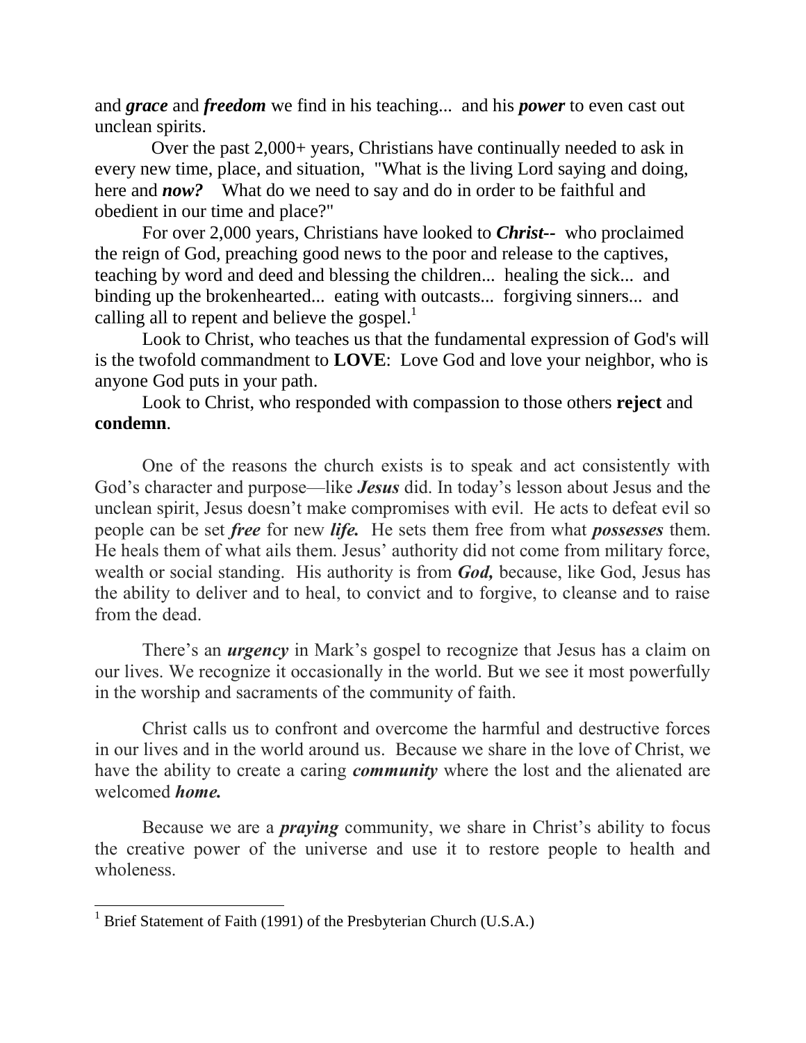and ***grace*** and ***freedom*** we find in his teaching... and his ***power*** to even cast out unclean spirits.

Over the past 2,000+ years, Christians have continually needed to ask in every new time, place, and situation, "What is the living Lord saying and doing, here and ***now?*** What do we need to say and do in order to be faithful and obedient in our time and place?"

For over 2,000 years, Christians have looked to ***Christ--*** who proclaimed the reign of God, preaching good news to the poor and release to the captives, teaching by word and deed and blessing the children... healing the sick... and binding up the brokenhearted... eating with outcasts... forgiving sinners... and calling all to repent and believe the gospel.[1]

Look to Christ, who teaches us that the fundamental expression of God's will is the twofold commandment to **LOVE**: Love God and love your neighbor, who is anyone God puts in your path.

Look to Christ, who responded with compassion to those others **reject** and **condemn**.

One of the reasons the church exists is to speak and act consistently with God's character and purpose—like ***Jesus*** did. In today's lesson about Jesus and the unclean spirit, Jesus doesn't make compromises with evil. He acts to defeat evil so people can be set ***free*** for new ***life.*** He sets them free from what ***possesses*** them. He heals them of what ails them. Jesus' authority did not come from military force, wealth or social standing. His authority is from ***God,*** because, like God, Jesus has the ability to deliver and to heal, to convict and to forgive, to cleanse and to raise from the dead.

There's an ***urgency*** in Mark's gospel to recognize that Jesus has a claim on our lives. We recognize it occasionally in the world. But we see it most powerfully in the worship and sacraments of the community of faith.

Christ calls us to confront and overcome the harmful and destructive forces in our lives and in the world around us. Because we share in the love of Christ, we have the ability to create a caring ***community*** where the lost and the alienated are welcomed ***home.***

Because we are a ***praying*** community, we share in Christ's ability to focus the creative power of the universe and use it to restore people to health and wholeness.

---

[1] Brief Statement of Faith (1991) of the Presbyterian Church (U.S.A.)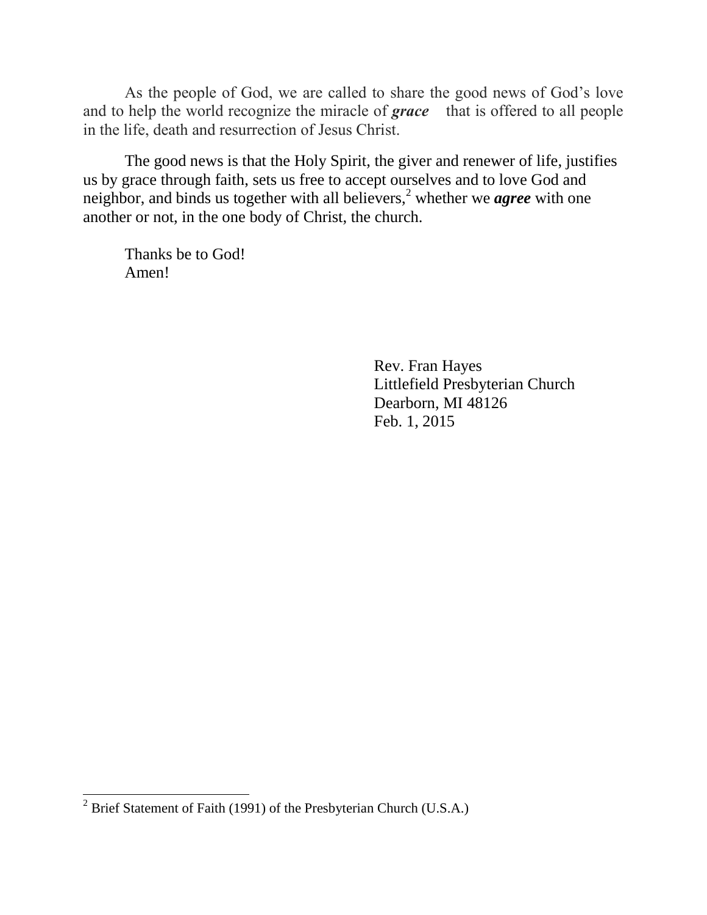As the people of God, we are called to share the good news of God's love and to help the world recognize the miracle of ***grace*** that is offered to all people in the life, death and resurrection of Jesus Christ.

The good news is that the Holy Spirit, the giver and renewer of life, justifies us by grace through faith, sets us free to accept ourselves and to love God and neighbor, and binds us together with all believers,[2] whether we ***agree*** with one another or not, in the one body of Christ, the church.

Thanks be to God!
Amen!

Rev. Fran Hayes
Littlefield Presbyterian Church
Dearborn, MI 48126
Feb. 1, 2015

---

[2] Brief Statement of Faith (1991) of the Presbyterian Church (U.S.A.)